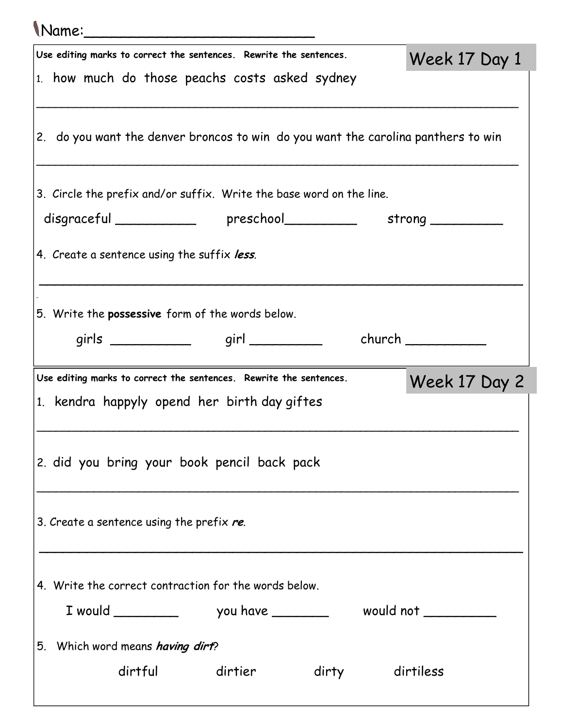Name:\_\_\_\_\_\_\_\_\_\_\_\_\_\_\_\_\_\_\_\_\_\_\_\_\_

## Week 17 Day 1

**Use editing marks to correct the sentences. Rewrite the sentences.**

1. how much do those peachs costs asked sydney

\_\_\_\_\_\_\_\_\_\_\_\_\_\_\_\_\_\_\_\_\_\_\_\_\_\_\_\_\_\_\_\_\_\_\_\_\_\_\_\_\_\_\_\_\_\_\_\_\_\_\_\_\_\_\_\_\_\_\_\_

2. do you want the denver broncos to win do you want the carolina panthers to win

\_\_\_\_\_\_\_\_\_\_\_\_\_\_\_\_\_\_\_\_\_\_\_\_\_\_\_\_\_\_\_\_\_\_\_\_\_\_\_\_\_\_\_\_\_\_\_\_\_\_\_\_\_\_\_\_\_\_\_\_

3. Circle the prefix and/or suffix. Write the base word on the line.

disgraceful \_\_\_\_\_\_\_\_\_\_ preschool\_\_\_\_\_\_\_\_\_ strong \_\_\_\_\_\_\_\_\_

4. Create a sentence using the suffix ***less***.

\_\_\_\_\_\_\_\_\_\_\_\_\_\_\_\_\_\_\_\_\_\_\_\_\_\_\_\_\_\_\_\_\_\_\_\_\_\_\_\_\_\_\_\_\_\_\_\_\_\_\_\_\_\_\_\_\_\_\_\_

5. Write the **possessive** form of the words below.

girls \_\_\_\_\_\_\_\_\_\_ girl \_\_\_\_\_\_\_\_\_ church \_\_\_\_\_\_\_\_\_\_

## Week 17 Day 2

**Use editing marks to correct the sentences. Rewrite the sentences.**

1. kendra happyly opend her birth day giftes

\_\_\_\_\_\_\_\_\_\_\_\_\_\_\_\_\_\_\_\_\_\_\_\_\_\_\_\_\_\_\_\_\_\_\_\_\_\_\_\_\_\_\_\_\_\_\_\_\_\_\_\_\_\_\_\_\_\_\_\_

2. did you bring your book pencil back pack

\_\_\_\_\_\_\_\_\_\_\_\_\_\_\_\_\_\_\_\_\_\_\_\_\_\_\_\_\_\_\_\_\_\_\_\_\_\_\_\_\_\_\_\_\_\_\_\_\_\_\_\_\_\_\_\_\_\_\_\_

3. Create a sentence using the prefix ***re***.

\_\_\_\_\_\_\_\_\_\_\_\_\_\_\_\_\_\_\_\_\_\_\_\_\_\_\_\_\_\_\_\_\_\_\_\_\_\_\_\_\_\_\_\_\_\_\_\_\_\_\_\_\_\_\_\_\_\_\_\_

4. Write the correct contraction for the words below.

I would \_\_\_\_\_\_\_\_ you have \_\_\_\_\_\_\_ would not \_\_\_\_\_\_\_\_\_

5. Which word means ***having dirt***?

dirtful dirtier dirty dirtiless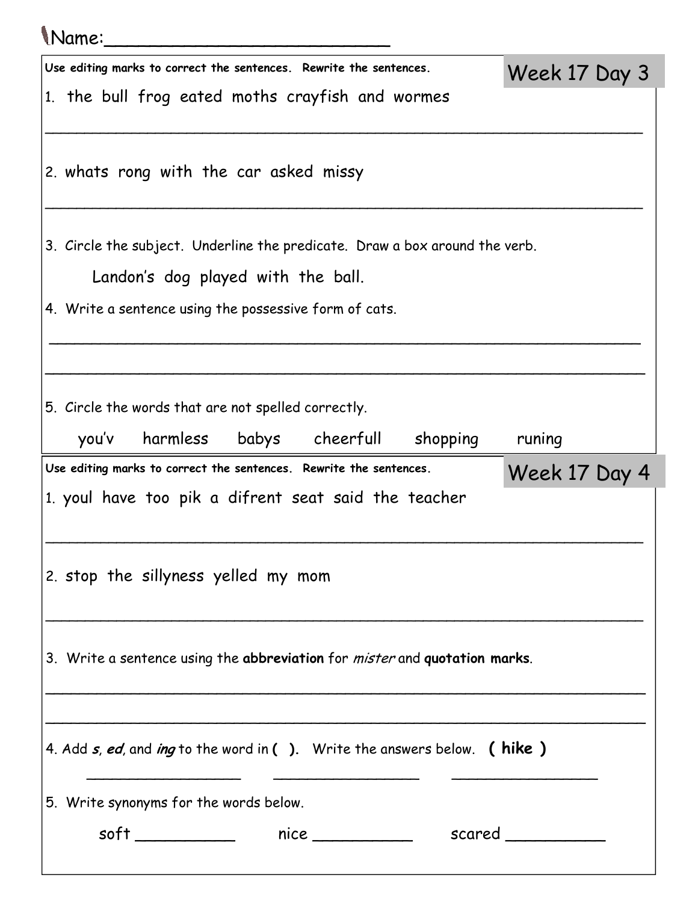Name:________________________

## Week 17 Day 3

**Use editing marks to correct the sentences. Rewrite the sentences.**

1. the bull frog eated moths crayfish and wormes

_______________________________________________________________

2. whats rong with the car asked missy

_______________________________________________________________

3. Circle the subject. Underline the predicate. Draw a box around the verb.

   Landon's dog played with the ball.

4. Write a sentence using the possessive form of cats.

_______________________________________________________________

_______________________________________________________________

5. Circle the words that are not spelled correctly.

   you'v   harmless   babys   cheerfull   shopping   runing

## Week 17 Day 4

**Use editing marks to correct the sentences. Rewrite the sentences.**

1. youl have too pik a difrent seat said the teacher

_______________________________________________________________

2. stop the sillyness yelled my mom

_______________________________________________________________

3. Write a sentence using the **abbreviation** for *mister* and **quotation marks**.

_______________________________________________________________

_______________________________________________________________

4. Add ***s***, ***ed***, and ***ing*** to the word in **( )**. Write the answers below. **( hike )**

   ________________   ________________   ________________

5. Write synonyms for the words below.

   soft __________   nice __________   scared __________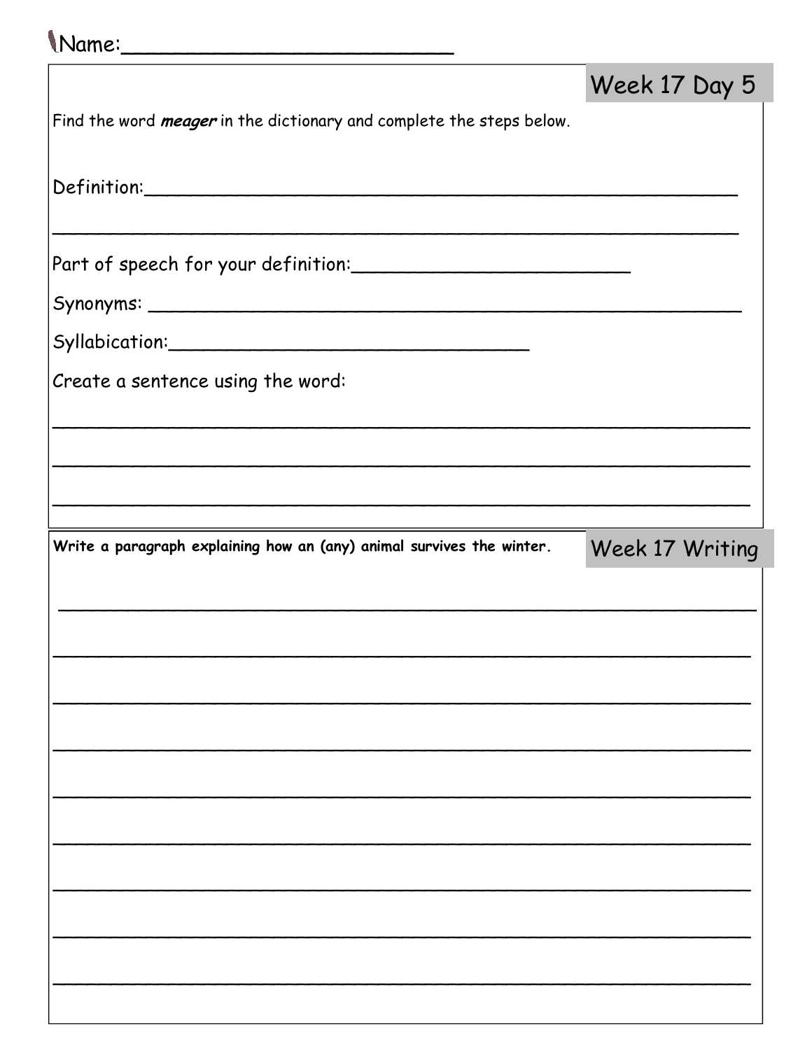Name:\_\_\_\_\_\_\_\_\_\_\_\_\_\_\_\_\_\_\_\_\_\_\_\_\_\_

## Week 17 Day 5

Find the word ***meager*** in the dictionary and complete the steps below.

Definition:\_\_\_\_\_\_\_\_\_\_\_\_\_\_\_\_\_\_\_\_\_\_\_\_\_\_\_\_\_\_\_\_\_\_\_\_\_\_\_\_\_\_\_\_\_\_\_\_\_\_\_\_

\_\_\_\_\_\_\_\_\_\_\_\_\_\_\_\_\_\_\_\_\_\_\_\_\_\_\_\_\_\_\_\_\_\_\_\_\_\_\_\_\_\_\_\_\_\_\_\_\_\_\_\_\_\_\_\_\_\_\_\_

Part of speech for your definition:\_\_\_\_\_\_\_\_\_\_\_\_\_\_\_\_\_\_\_\_\_\_\_\_\_

Synonyms: \_\_\_\_\_\_\_\_\_\_\_\_\_\_\_\_\_\_\_\_\_\_\_\_\_\_\_\_\_\_\_\_\_\_\_\_\_\_\_\_\_\_\_\_\_\_\_\_\_\_\_\_

Syllabication:\_\_\_\_\_\_\_\_\_\_\_\_\_\_\_\_\_\_\_\_\_\_\_\_\_\_\_\_\_\_\_\_

Create a sentence using the word:

\_\_\_\_\_\_\_\_\_\_\_\_\_\_\_\_\_\_\_\_\_\_\_\_\_\_\_\_\_\_\_\_\_\_\_\_\_\_\_\_\_\_\_\_\_\_\_\_\_\_\_\_\_\_\_\_\_\_\_\_

\_\_\_\_\_\_\_\_\_\_\_\_\_\_\_\_\_\_\_\_\_\_\_\_\_\_\_\_\_\_\_\_\_\_\_\_\_\_\_\_\_\_\_\_\_\_\_\_\_\_\_\_\_\_\_\_\_\_\_\_

\_\_\_\_\_\_\_\_\_\_\_\_\_\_\_\_\_\_\_\_\_\_\_\_\_\_\_\_\_\_\_\_\_\_\_\_\_\_\_\_\_\_\_\_\_\_\_\_\_\_\_\_\_\_\_\_\_\_\_\_

## Week 17 Writing

**Write a paragraph explaining how an (any) animal survives the winter.**

\_\_\_\_\_\_\_\_\_\_\_\_\_\_\_\_\_\_\_\_\_\_\_\_\_\_\_\_\_\_\_\_\_\_\_\_\_\_\_\_\_\_\_\_\_\_\_\_\_\_\_\_\_\_\_\_\_\_\_\_

\_\_\_\_\_\_\_\_\_\_\_\_\_\_\_\_\_\_\_\_\_\_\_\_\_\_\_\_\_\_\_\_\_\_\_\_\_\_\_\_\_\_\_\_\_\_\_\_\_\_\_\_\_\_\_\_\_\_\_\_

\_\_\_\_\_\_\_\_\_\_\_\_\_\_\_\_\_\_\_\_\_\_\_\_\_\_\_\_\_\_\_\_\_\_\_\_\_\_\_\_\_\_\_\_\_\_\_\_\_\_\_\_\_\_\_\_\_\_\_\_

\_\_\_\_\_\_\_\_\_\_\_\_\_\_\_\_\_\_\_\_\_\_\_\_\_\_\_\_\_\_\_\_\_\_\_\_\_\_\_\_\_\_\_\_\_\_\_\_\_\_\_\_\_\_\_\_\_\_\_\_

\_\_\_\_\_\_\_\_\_\_\_\_\_\_\_\_\_\_\_\_\_\_\_\_\_\_\_\_\_\_\_\_\_\_\_\_\_\_\_\_\_\_\_\_\_\_\_\_\_\_\_\_\_\_\_\_\_\_\_\_

\_\_\_\_\_\_\_\_\_\_\_\_\_\_\_\_\_\_\_\_\_\_\_\_\_\_\_\_\_\_\_\_\_\_\_\_\_\_\_\_\_\_\_\_\_\_\_\_\_\_\_\_\_\_\_\_\_\_\_\_

\_\_\_\_\_\_\_\_\_\_\_\_\_\_\_\_\_\_\_\_\_\_\_\_\_\_\_\_\_\_\_\_\_\_\_\_\_\_\_\_\_\_\_\_\_\_\_\_\_\_\_\_\_\_\_\_\_\_\_\_

\_\_\_\_\_\_\_\_\_\_\_\_\_\_\_\_\_\_\_\_\_\_\_\_\_\_\_\_\_\_\_\_\_\_\_\_\_\_\_\_\_\_\_\_\_\_\_\_\_\_\_\_\_\_\_\_\_\_\_\_

\_\_\_\_\_\_\_\_\_\_\_\_\_\_\_\_\_\_\_\_\_\_\_\_\_\_\_\_\_\_\_\_\_\_\_\_\_\_\_\_\_\_\_\_\_\_\_\_\_\_\_\_\_\_\_\_\_\_\_\_